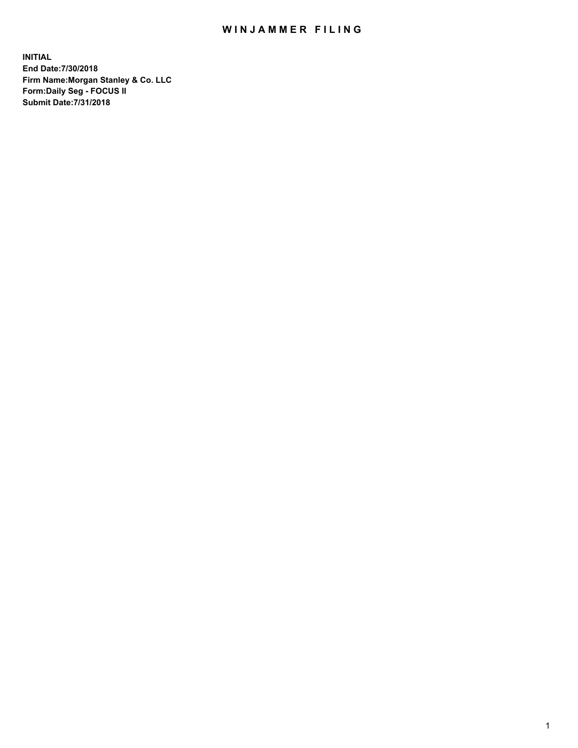# WINJAMMER FILING

**INITIAL**
**End Date:7/30/2018**
**Firm Name:Morgan Stanley & Co. LLC**
**Form:Daily Seg - FOCUS II**
**Submit Date:7/31/2018**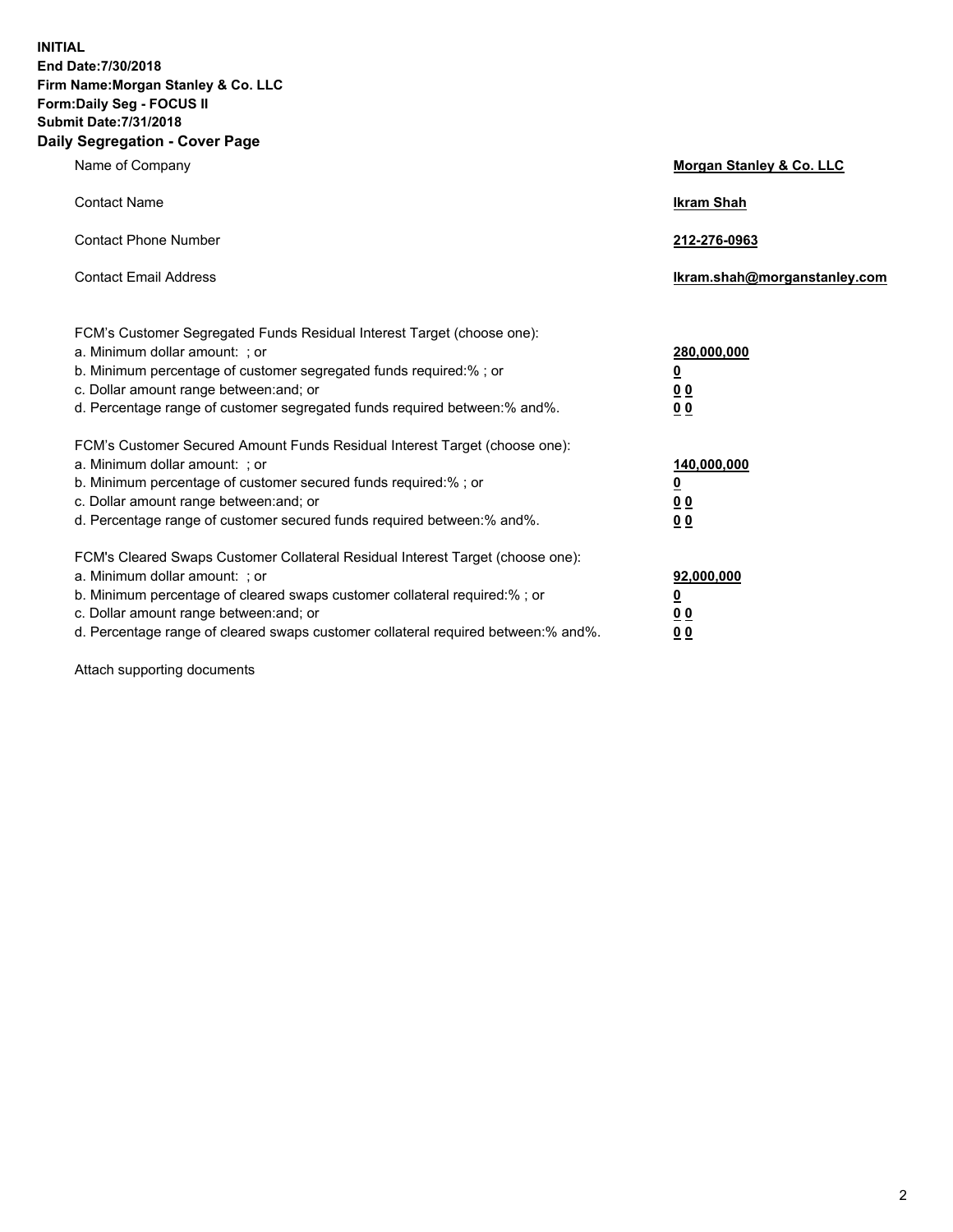**INITIAL**
**End Date:7/30/2018**
**Firm Name:Morgan Stanley & Co. LLC**
**Form:Daily Seg - FOCUS II**
**Submit Date:7/31/2018**

## Daily Segregation - Cover Page

| | |
|---|---|
| Name of Company | **Morgan Stanley & Co. LLC** |
| Contact Name | **Ikram Shah** |
| Contact Phone Number | **212-276-0963** |
| Contact Email Address | **Ikram.shah@morganstanley.com** |

| | |
|---|---|
| FCM's Customer Segregated Funds Residual Interest Target (choose one): | |
| a. Minimum dollar amount: ; or | **280,000,000** |
| b. Minimum percentage of customer segregated funds required:% ; or | **0** |
| c. Dollar amount range between:and; or | **0 0** |
| d. Percentage range of customer segregated funds required between:% and%. | **0 0** |
| FCM's Customer Secured Amount Funds Residual Interest Target (choose one): | |
| a. Minimum dollar amount: ; or | **140,000,000** |
| b. Minimum percentage of customer secured funds required:% ; or | **0** |
| c. Dollar amount range between:and; or | **0 0** |
| d. Percentage range of customer secured funds required between:% and%. | **0 0** |
| FCM's Cleared Swaps Customer Collateral Residual Interest Target (choose one): | |
| a. Minimum dollar amount: ; or | **92,000,000** |
| b. Minimum percentage of cleared swaps customer collateral required:% ; or | **0** |
| c. Dollar amount range between:and; or | **0 0** |
| d. Percentage range of cleared swaps customer collateral required between:% and%. | **0 0** |

Attach supporting documents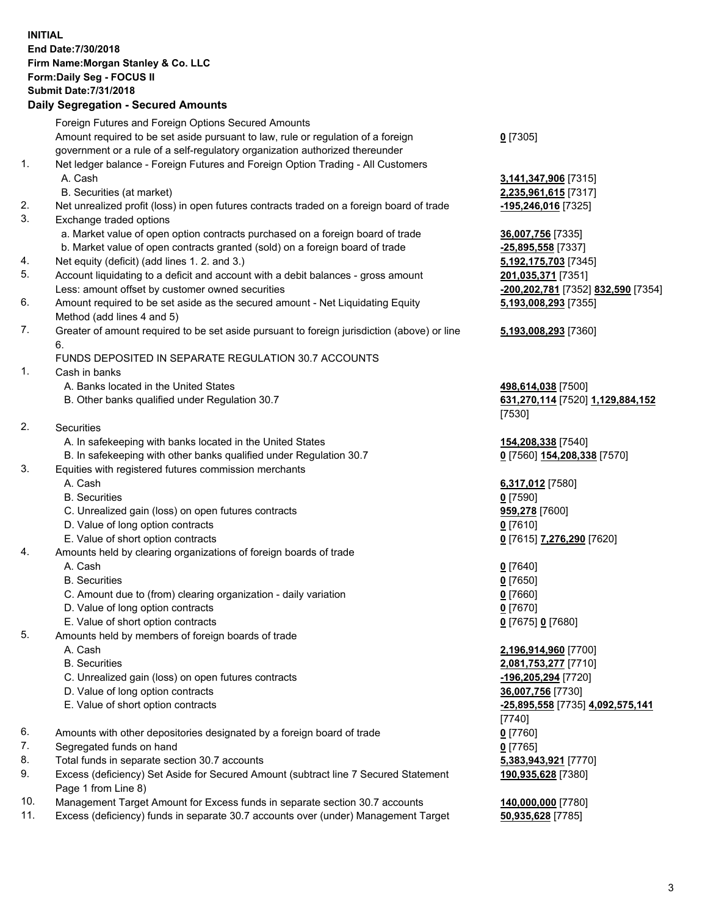**INITIAL**
**End Date:7/30/2018**
**Firm Name:Morgan Stanley & Co. LLC**
**Form:Daily Seg - FOCUS II**
**Submit Date:7/31/2018**

## Daily Segregation - Secured Amounts

| | | |
|---|---|---|
| | Foreign Futures and Foreign Options Secured Amounts | |
| | Amount required to be set aside pursuant to law, rule or regulation of a foreign government or a rule of a self-regulatory organization authorized thereunder | **0** [7305] |
| 1. | Net ledger balance - Foreign Futures and Foreign Option Trading - All Customers | |
| | A. Cash | **3,141,347,906** [7315] |
| | B. Securities (at market) | **2,235,961,615** [7317] |
| 2. | Net unrealized profit (loss) in open futures contracts traded on a foreign board of trade | **-195,246,016** [7325] |
| 3. | Exchange traded options | |
| | a. Market value of open option contracts purchased on a foreign board of trade | **36,007,756** [7335] |
| | b. Market value of open contracts granted (sold) on a foreign board of trade | **-25,895,558** [7337] |
| 4. | Net equity (deficit) (add lines 1. 2. and 3.) | **5,192,175,703** [7345] |
| 5. | Account liquidating to a deficit and account with a debit balances - gross amount | **201,035,371** [7351] |
| | Less: amount offset by customer owned securities | **-200,202,781** [7352] **832,590** [7354] |
| 6. | Amount required to be set aside as the secured amount - Net Liquidating Equity Method (add lines 4 and 5) | **5,193,008,293** [7355] |
| 7. | Greater of amount required to be set aside pursuant to foreign jurisdiction (above) or line 6. | **5,193,008,293** [7360] |
| | FUNDS DEPOSITED IN SEPARATE REGULATION 30.7 ACCOUNTS | |
| 1. | Cash in banks | |
| | A. Banks located in the United States | **498,614,038** [7500] |
| | B. Other banks qualified under Regulation 30.7 | **631,270,114** [7520] **1,129,884,152** [7530] |
| 2. | Securities | |
| | A. In safekeeping with banks located in the United States | **154,208,338** [7540] |
| | B. In safekeeping with other banks qualified under Regulation 30.7 | **0** [7560] **154,208,338** [7570] |
| 3. | Equities with registered futures commission merchants | |
| | A. Cash | **6,317,012** [7580] |
| | B. Securities | **0** [7590] |
| | C. Unrealized gain (loss) on open futures contracts | **959,278** [7600] |
| | D. Value of long option contracts | **0** [7610] |
| | E. Value of short option contracts | **0** [7615] **7,276,290** [7620] |
| 4. | Amounts held by clearing organizations of foreign boards of trade | |
| | A. Cash | **0** [7640] |
| | B. Securities | **0** [7650] |
| | C. Amount due to (from) clearing organization - daily variation | **0** [7660] |
| | D. Value of long option contracts | **0** [7670] |
| | E. Value of short option contracts | **0** [7675] **0** [7680] |
| 5. | Amounts held by members of foreign boards of trade | |
| | A. Cash | **2,196,914,960** [7700] |
| | B. Securities | **2,081,753,277** [7710] |
| | C. Unrealized gain (loss) on open futures contracts | **-196,205,294** [7720] |
| | D. Value of long option contracts | **36,007,756** [7730] |
| | E. Value of short option contracts | **-25,895,558** [7735] **4,092,575,141** [7740] |
| 6. | Amounts with other depositories designated by a foreign board of trade | **0** [7760] |
| 7. | Segregated funds on hand | **0** [7765] |
| 8. | Total funds in separate section 30.7 accounts | **5,383,943,921** [7770] |
| 9. | Excess (deficiency) Set Aside for Secured Amount (subtract line 7 Secured Statement Page 1 from Line 8) | **190,935,628** [7380] |
| 10. | Management Target Amount for Excess funds in separate section 30.7 accounts | **140,000,000** [7780] |
| 11. | Excess (deficiency) funds in separate 30.7 accounts over (under) Management Target | **50,935,628** [7785] |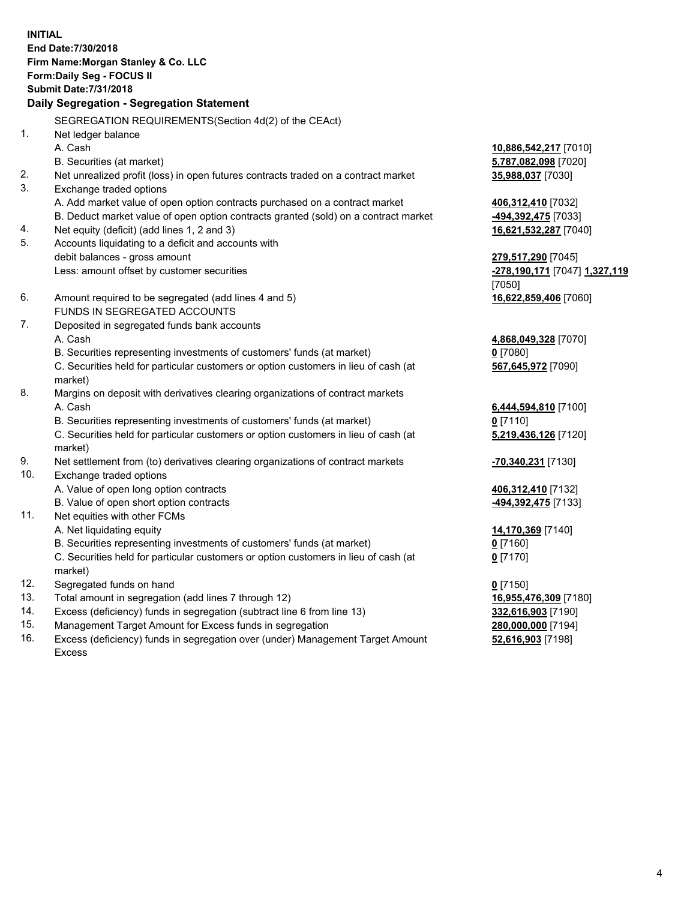**INITIAL**
**End Date:7/30/2018**
**Firm Name:Morgan Stanley & Co. LLC**
**Form:Daily Seg - FOCUS II**
**Submit Date:7/31/2018**

**Daily Segregation - Segregation Statement**

| | | |
|---|---|---|
| | SEGREGATION REQUIREMENTS(Section 4d(2) of the CEAct) | |
| 1. | Net ledger balance | |
| | A. Cash | **10,886,542,217** [7010] |
| | B. Securities (at market) | **5,787,082,098** [7020] |
| 2. | Net unrealized profit (loss) in open futures contracts traded on a contract market | **35,988,037** [7030] |
| 3. | Exchange traded options | |
| | A. Add market value of open option contracts purchased on a contract market | **406,312,410** [7032] |
| | B. Deduct market value of open option contracts granted (sold) on a contract market | **-494,392,475** [7033] |
| 4. | Net equity (deficit) (add lines 1, 2 and 3) | **16,621,532,287** [7040] |
| 5. | Accounts liquidating to a deficit and accounts with debit balances - gross amount | **279,517,290** [7045] |
| | Less: amount offset by customer securities | **-278,190,171** [7047] **1,327,119** [7050] |
| 6. | Amount required to be segregated (add lines 4 and 5) | **16,622,859,406** [7060] |
| | FUNDS IN SEGREGATED ACCOUNTS | |
| 7. | Deposited in segregated funds bank accounts | |
| | A. Cash | **4,868,049,328** [7070] |
| | B. Securities representing investments of customers' funds (at market) | **0** [7080] |
| | C. Securities held for particular customers or option customers in lieu of cash (at market) | **567,645,972** [7090] |
| 8. | Margins on deposit with derivatives clearing organizations of contract markets | |
| | A. Cash | **6,444,594,810** [7100] |
| | B. Securities representing investments of customers' funds (at market) | **0** [7110] |
| | C. Securities held for particular customers or option customers in lieu of cash (at market) | **5,219,436,126** [7120] |
| 9. | Net settlement from (to) derivatives clearing organizations of contract markets | **-70,340,231** [7130] |
| 10. | Exchange traded options | |
| | A. Value of open long option contracts | **406,312,410** [7132] |
| | B. Value of open short option contracts | **-494,392,475** [7133] |
| 11. | Net equities with other FCMs | |
| | A. Net liquidating equity | **14,170,369** [7140] |
| | B. Securities representing investments of customers' funds (at market) | **0** [7160] |
| | C. Securities held for particular customers or option customers in lieu of cash (at market) | **0** [7170] |
| 12. | Segregated funds on hand | **0** [7150] |
| 13. | Total amount in segregation (add lines 7 through 12) | **16,955,476,309** [7180] |
| 14. | Excess (deficiency) funds in segregation (subtract line 6 from line 13) | **332,616,903** [7190] |
| 15. | Management Target Amount for Excess funds in segregation | **280,000,000** [7194] |
| 16. | Excess (deficiency) funds in segregation over (under) Management Target Amount Excess | **52,616,903** [7198] |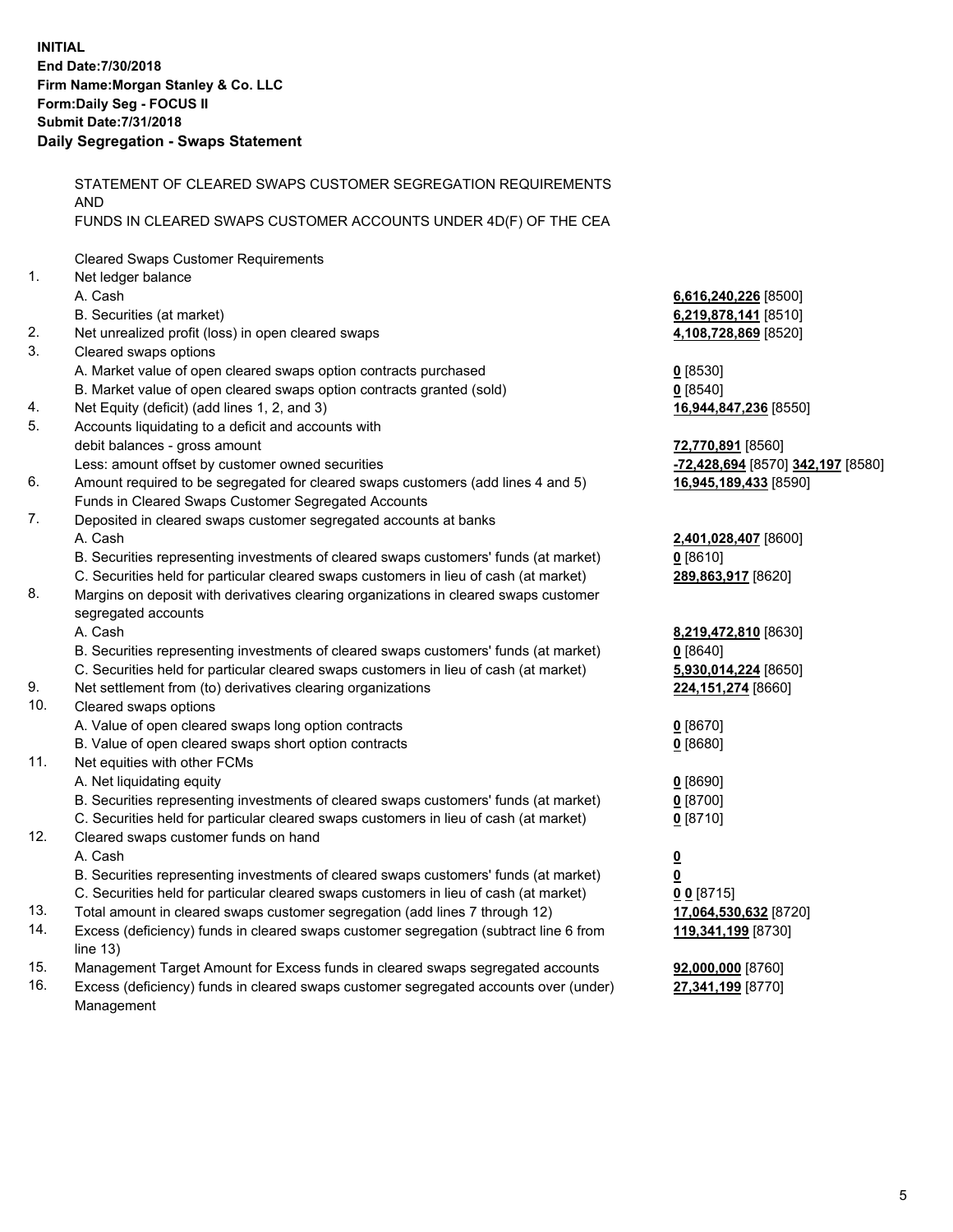**INITIAL**
**End Date:7/30/2018**
**Firm Name:Morgan Stanley & Co. LLC**
**Form:Daily Seg - FOCUS II**
**Submit Date:7/31/2018**
**Daily Segregation - Swaps Statement**

STATEMENT OF CLEARED SWAPS CUSTOMER SEGREGATION REQUIREMENTS AND FUNDS IN CLEARED SWAPS CUSTOMER ACCOUNTS UNDER 4D(F) OF THE CEA

| | | |
|---|---|---|
| | Cleared Swaps Customer Requirements | |
| 1. | Net ledger balance | |
| | A. Cash | **6,616,240,226** [8500] |
| | B. Securities (at market) | **6,219,878,141** [8510] |
| 2. | Net unrealized profit (loss) in open cleared swaps | **4,108,728,869** [8520] |
| 3. | Cleared swaps options | |
| | A. Market value of open cleared swaps option contracts purchased | **0** [8530] |
| | B. Market value of open cleared swaps option contracts granted (sold) | **0** [8540] |
| 4. | Net Equity (deficit) (add lines 1, 2, and 3) | **16,944,847,236** [8550] |
| 5. | Accounts liquidating to a deficit and accounts with debit balances - gross amount | **72,770,891** [8560] |
| | Less: amount offset by customer owned securities | **-72,428,694** [8570] **342,197** [8580] |
| 6. | Amount required to be segregated for cleared swaps customers (add lines 4 and 5) | **16,945,189,433** [8590] |
| | Funds in Cleared Swaps Customer Segregated Accounts | |
| 7. | Deposited in cleared swaps customer segregated accounts at banks | |
| | A. Cash | **2,401,028,407** [8600] |
| | B. Securities representing investments of cleared swaps customers' funds (at market) | **0** [8610] |
| | C. Securities held for particular cleared swaps customers in lieu of cash (at market) | **289,863,917** [8620] |
| 8. | Margins on deposit with derivatives clearing organizations in cleared swaps customer segregated accounts | |
| | A. Cash | **8,219,472,810** [8630] |
| | B. Securities representing investments of cleared swaps customers' funds (at market) | **0** [8640] |
| | C. Securities held for particular cleared swaps customers in lieu of cash (at market) | **5,930,014,224** [8650] |
| 9. | Net settlement from (to) derivatives clearing organizations | **224,151,274** [8660] |
| 10. | Cleared swaps options | |
| | A. Value of open cleared swaps long option contracts | **0** [8670] |
| | B. Value of open cleared swaps short option contracts | **0** [8680] |
| 11. | Net equities with other FCMs | |
| | A. Net liquidating equity | **0** [8690] |
| | B. Securities representing investments of cleared swaps customers' funds (at market) | **0** [8700] |
| | C. Securities held for particular cleared swaps customers in lieu of cash (at market) | **0** [8710] |
| 12. | Cleared swaps customer funds on hand | |
| | A. Cash | **0** |
| | B. Securities representing investments of cleared swaps customers' funds (at market) | **0** |
| | C. Securities held for particular cleared swaps customers in lieu of cash (at market) | **0** **0** [8715] |
| 13. | Total amount in cleared swaps customer segregation (add lines 7 through 12) | **17,064,530,632** [8720] |
| 14. | Excess (deficiency) funds in cleared swaps customer segregation (subtract line 6 from line 13) | **119,341,199** [8730] |
| 15. | Management Target Amount for Excess funds in cleared swaps segregated accounts | **92,000,000** [8760] |
| 16. | Excess (deficiency) funds in cleared swaps customer segregated accounts over (under) Management | **27,341,199** [8770] |